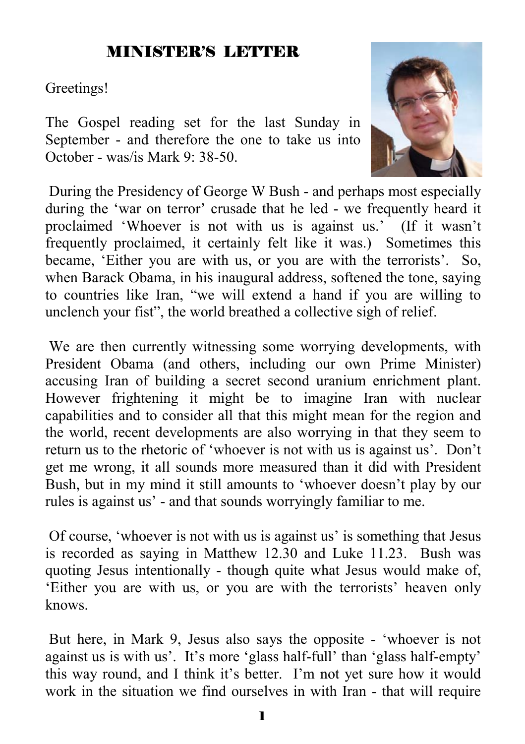# MINISTER'S LETTER

Greetings!

The Gospel reading set for the last Sunday in September - and therefore the one to take us into October - was/is Mark 9: 38-50.

During the Presidency of George W Bush - and perhaps most especially during the 'war on terror' crusade that he led - we frequently heard it proclaimed 'Whoever is not with us is against us.' (If it wasn't frequently proclaimed, it certainly felt like it was.) Sometimes this became, 'Either you are with us, or you are with the terrorists'. So, when Barack Obama, in his inaugural address, softened the tone, saying to countries like Iran, "we will extend a hand if you are willing to unclench your fist", the world breathed a collective sigh of relief.

We are then currently witnessing some worrying developments, with President Obama (and others, including our own Prime Minister) accusing Iran of building a secret second uranium enrichment plant. However frightening it might be to imagine Iran with nuclear capabilities and to consider all that this might mean for the region and the world, recent developments are also worrying in that they seem to return us to the rhetoric of 'whoever is not with us is against us'. Don't get me wrong, it all sounds more measured than it did with President Bush, but in my mind it still amounts to 'whoever doesn't play by our rules is against us' - and that sounds worryingly familiar to me.

Of course, 'whoever is not with us is against us' is something that Jesus is recorded as saying in Matthew 12.30 and Luke 11.23. Bush was quoting Jesus intentionally - though quite what Jesus would make of, 'Either you are with us, or you are with the terrorists' heaven only knows.

But here, in Mark 9, Jesus also says the opposite - 'whoever is not against us is with us'. It's more 'glass half-full' than 'glass half-empty' this way round, and I think it's better. I'm not yet sure how it would work in the situation we find ourselves in with Iran - that will require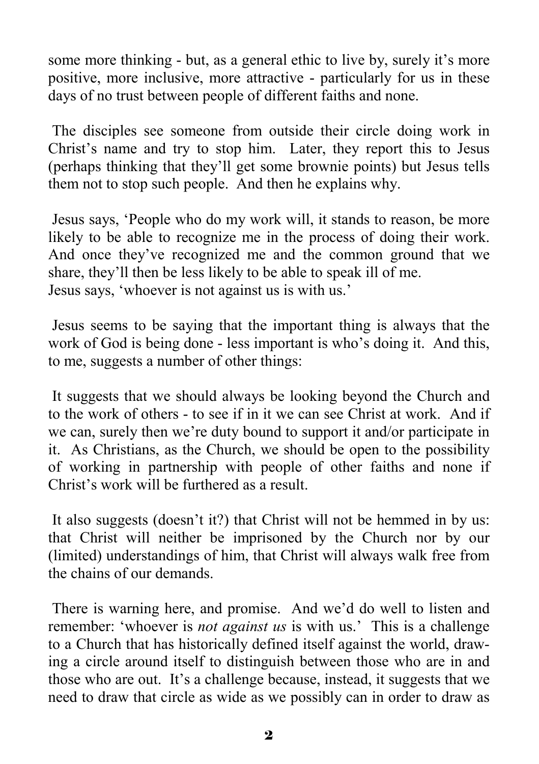some more thinking - but, as a general ethic to live by, surely it's more positive, more inclusive, more attractive - particularly for us in these days of no trust between people of different faiths and none.

The disciples see someone from outside their circle doing work in Christ's name and try to stop him. Later, they report this to Jesus (perhaps thinking that they'll get some brownie points) but Jesus tells them not to stop such people. And then he explains why.

Jesus says, 'People who do my work will, it stands to reason, be more likely to be able to recognize me in the process of doing their work. And once they've recognized me and the common ground that we share, they'll then be less likely to be able to speak ill of me.
Jesus says, 'whoever is not against us is with us.'

Jesus seems to be saying that the important thing is always that the work of God is being done - less important is who's doing it. And this, to me, suggests a number of other things:

It suggests that we should always be looking beyond the Church and to the work of others - to see if in it we can see Christ at work. And if we can, surely then we're duty bound to support it and/or participate in it. As Christians, as the Church, we should be open to the possibility of working in partnership with people of other faiths and none if Christ's work will be furthered as a result.

It also suggests (doesn't it?) that Christ will not be hemmed in by us: that Christ will neither be imprisoned by the Church nor by our (limited) understandings of him, that Christ will always walk free from the chains of our demands.

There is warning here, and promise. And we'd do well to listen and remember: 'whoever is *not against us* is with us.' This is a challenge to a Church that has historically defined itself against the world, drawing a circle around itself to distinguish between those who are in and those who are out. It's a challenge because, instead, it suggests that we need to draw that circle as wide as we possibly can in order to draw as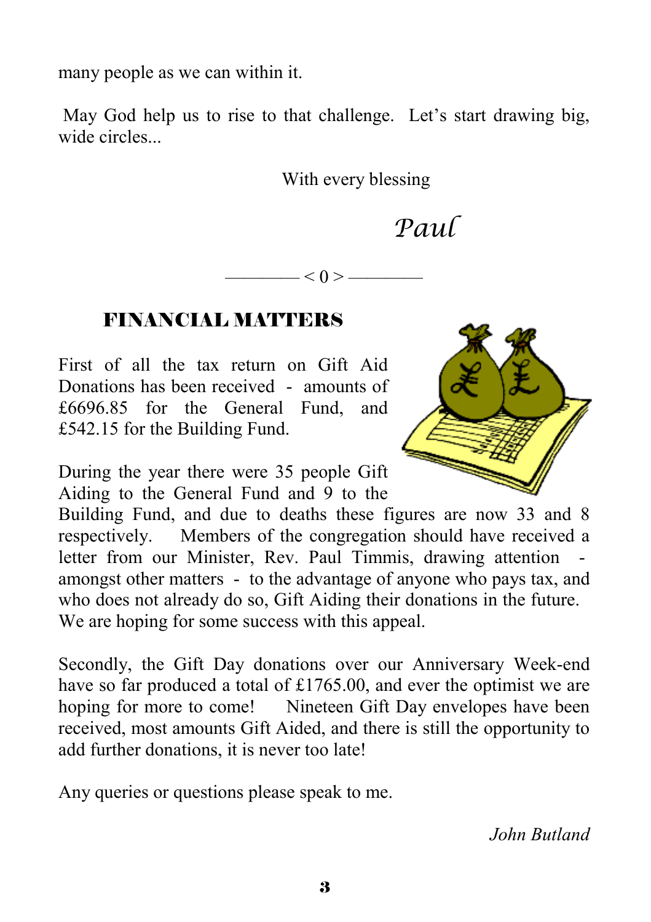many people as we can within it.

May God help us to rise to that challenge. Let's start drawing big, wide circles...

With every blessing

*Paul*

———— < 0 > ————

## FINANCIAL MATTERS

First of all the tax return on Gift Aid Donations has been received - amounts of £6696.85 for the General Fund, and £542.15 for the Building Fund.

During the year there were 35 people Gift Aiding to the General Fund and 9 to the Building Fund, and due to deaths these figures are now 33 and 8 respectively. Members of the congregation should have received a letter from our Minister, Rev. Paul Timmis, drawing attention - amongst other matters - to the advantage of anyone who pays tax, and who does not already do so, Gift Aiding their donations in the future. We are hoping for some success with this appeal.

Secondly, the Gift Day donations over our Anniversary Week-end have so far produced a total of £1765.00, and ever the optimist we are hoping for more to come! Nineteen Gift Day envelopes have been received, most amounts Gift Aided, and there is still the opportunity to add further donations, it is never too late!

Any queries or questions please speak to me.

*John Butland*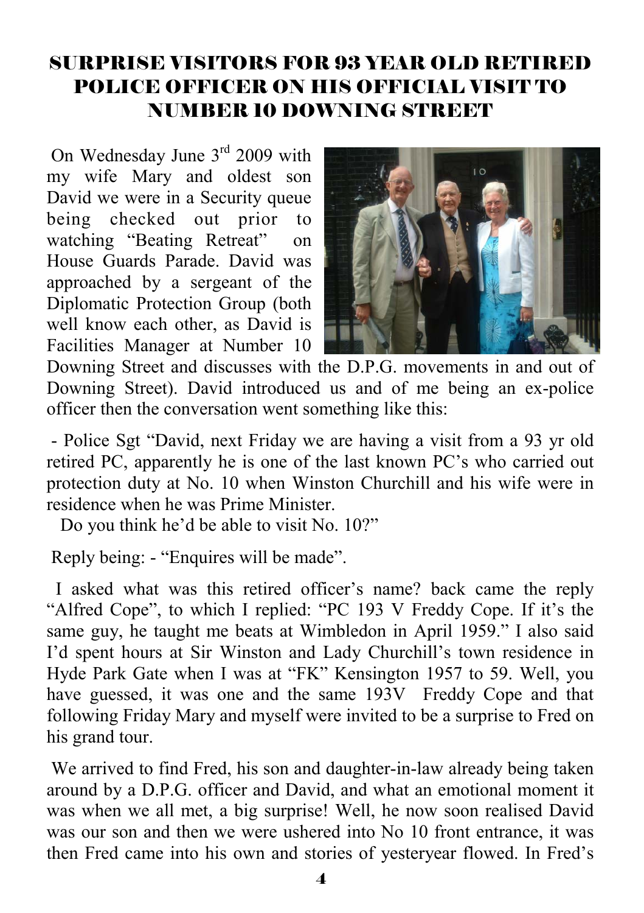# SURPRISE VISITORS FOR 93 YEAR OLD RETIRED POLICE OFFICER ON HIS OFFICIAL VISIT TO NUMBER 10 DOWNING STREET

On Wednesday June 3rd 2009 with my wife Mary and oldest son David we were in a Security queue being checked out prior to watching "Beating Retreat" on House Guards Parade. David was approached by a sergeant of the Diplomatic Protection Group (both well know each other, as David is Facilities Manager at Number 10 Downing Street and discusses with the D.P.G. movements in and out of Downing Street). David introduced us and of me being an ex-police officer then the conversation went something like this:

- Police Sgt "David, next Friday we are having a visit from a 93 yr old retired PC, apparently he is one of the last known PC's who carried out protection duty at No. 10 when Winston Churchill and his wife were in residence when he was Prime Minister.
  Do you think he'd be able to visit No. 10?"

Reply being: - "Enquires will be made".

I asked what was this retired officer's name? back came the reply "Alfred Cope", to which I replied: "PC 193 V Freddy Cope. If it's the same guy, he taught me beats at Wimbledon in April 1959." I also said I'd spent hours at Sir Winston and Lady Churchill's town residence in Hyde Park Gate when I was at "FK" Kensington 1957 to 59. Well, you have guessed, it was one and the same 193V Freddy Cope and that following Friday Mary and myself were invited to be a surprise to Fred on his grand tour.

We arrived to find Fred, his son and daughter-in-law already being taken around by a D.P.G. officer and David, and what an emotional moment it was when we all met, a big surprise! Well, he now soon realised David was our son and then we were ushered into No 10 front entrance, it was then Fred came into his own and stories of yesteryear flowed. In Fred's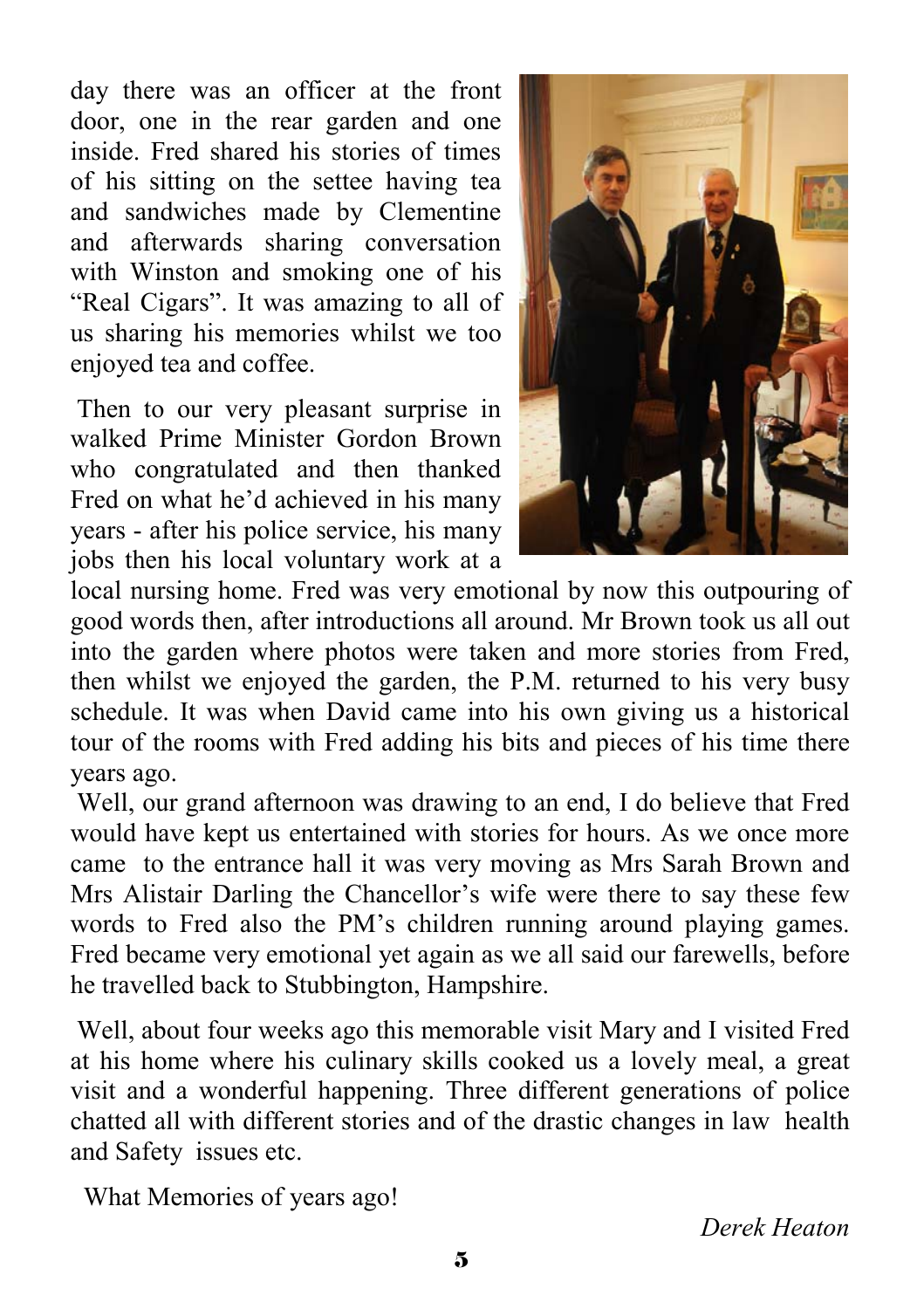day there was an officer at the front door, one in the rear garden and one inside. Fred shared his stories of times of his sitting on the settee having tea and sandwiches made by Clementine and afterwards sharing conversation with Winston and smoking one of his "Real Cigars". It was amazing to all of us sharing his memories whilst we too enjoyed tea and coffee.

Then to our very pleasant surprise in walked Prime Minister Gordon Brown who congratulated and then thanked Fred on what he'd achieved in his many years - after his police service, his many jobs then his local voluntary work at a local nursing home. Fred was very emotional by now this outpouring of good words then, after introductions all around. Mr Brown took us all out into the garden where photos were taken and more stories from Fred, then whilst we enjoyed the garden, the P.M. returned to his very busy schedule. It was when David came into his own giving us a historical tour of the rooms with Fred adding his bits and pieces of his time there years ago.

Well, our grand afternoon was drawing to an end, I do believe that Fred would have kept us entertained with stories for hours. As we once more came to the entrance hall it was very moving as Mrs Sarah Brown and Mrs Alistair Darling the Chancellor's wife were there to say these few words to Fred also the PM's children running around playing games. Fred became very emotional yet again as we all said our farewells, before he travelled back to Stubbington, Hampshire.

Well, about four weeks ago this memorable visit Mary and I visited Fred at his home where his culinary skills cooked us a lovely meal, a great visit and a wonderful happening. Three different generations of police chatted all with different stories and of the drastic changes in law health and Safety issues etc.

What Memories of years ago!

*Derek Heaton*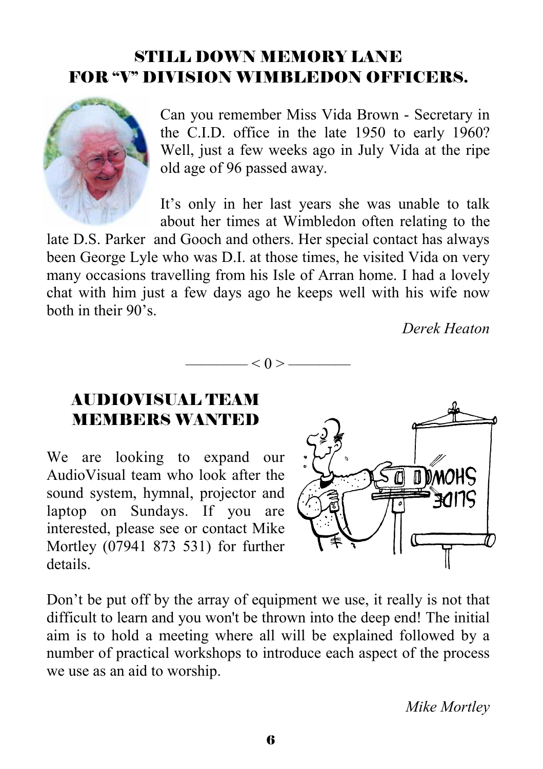## STILL DOWN MEMORY LANE FOR "V" DIVISION WIMBLEDON OFFICERS.

Can you remember Miss Vida Brown - Secretary in the C.I.D. office in the late 1950 to early 1960? Well, just a few weeks ago in July Vida at the ripe old age of 96 passed away.

It's only in her last years she was unable to talk about her times at Wimbledon often relating to the late D.S. Parker and Gooch and others. Her special contact has always been George Lyle who was D.I. at those times, he visited Vida on very many occasions travelling from his Isle of Arran home. I had a lovely chat with him just a few days ago he keeps well with his wife now both in their 90's.

*Derek Heaton*

———— < 0 > ————

## AUDIOVISUAL TEAM MEMBERS WANTED

We are looking to expand our AudioVisual team who look after the sound system, hymnal, projector and laptop on Sundays. If you are interested, please see or contact Mike Mortley (07941 873 531) for further details.

Don't be put off by the array of equipment we use, it really is not that difficult to learn and you won't be thrown into the deep end! The initial aim is to hold a meeting where all will be explained followed by a number of practical workshops to introduce each aspect of the process we use as an aid to worship.

*Mike Mortley*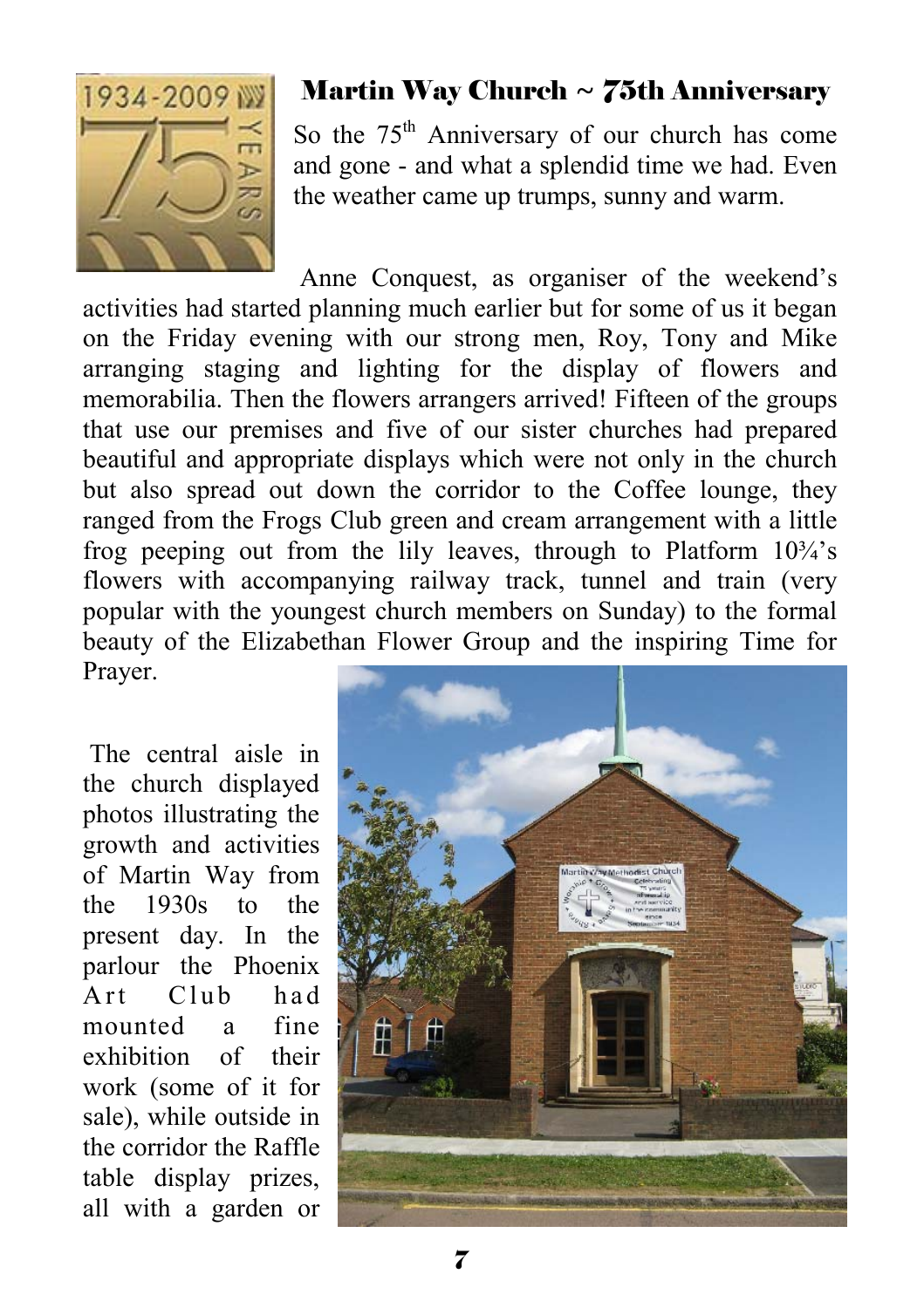## Martin Way Church ~ 75th Anniversary

So the 75th Anniversary of our church has come and gone - and what a splendid time we had. Even the weather came up trumps, sunny and warm.

Anne Conquest, as organiser of the weekend's activities had started planning much earlier but for some of us it began on the Friday evening with our strong men, Roy, Tony and Mike arranging staging and lighting for the display of flowers and memorabilia. Then the flowers arrangers arrived! Fifteen of the groups that use our premises and five of our sister churches had prepared beautiful and appropriate displays which were not only in the church but also spread out down the corridor to the Coffee lounge, they ranged from the Frogs Club green and cream arrangement with a little frog peeping out from the lily leaves, through to Platform 10¾'s flowers with accompanying railway track, tunnel and train (very popular with the youngest church members on Sunday) to the formal beauty of the Elizabethan Flower Group and the inspiring Time for Prayer.

The central aisle in the church displayed photos illustrating the growth and activities of Martin Way from the 1930s to the present day. In the parlour the Phoenix Art Club had mounted a fine exhibition of their work (some of it for sale), while outside in the corridor the Raffle table display prizes, all with a garden or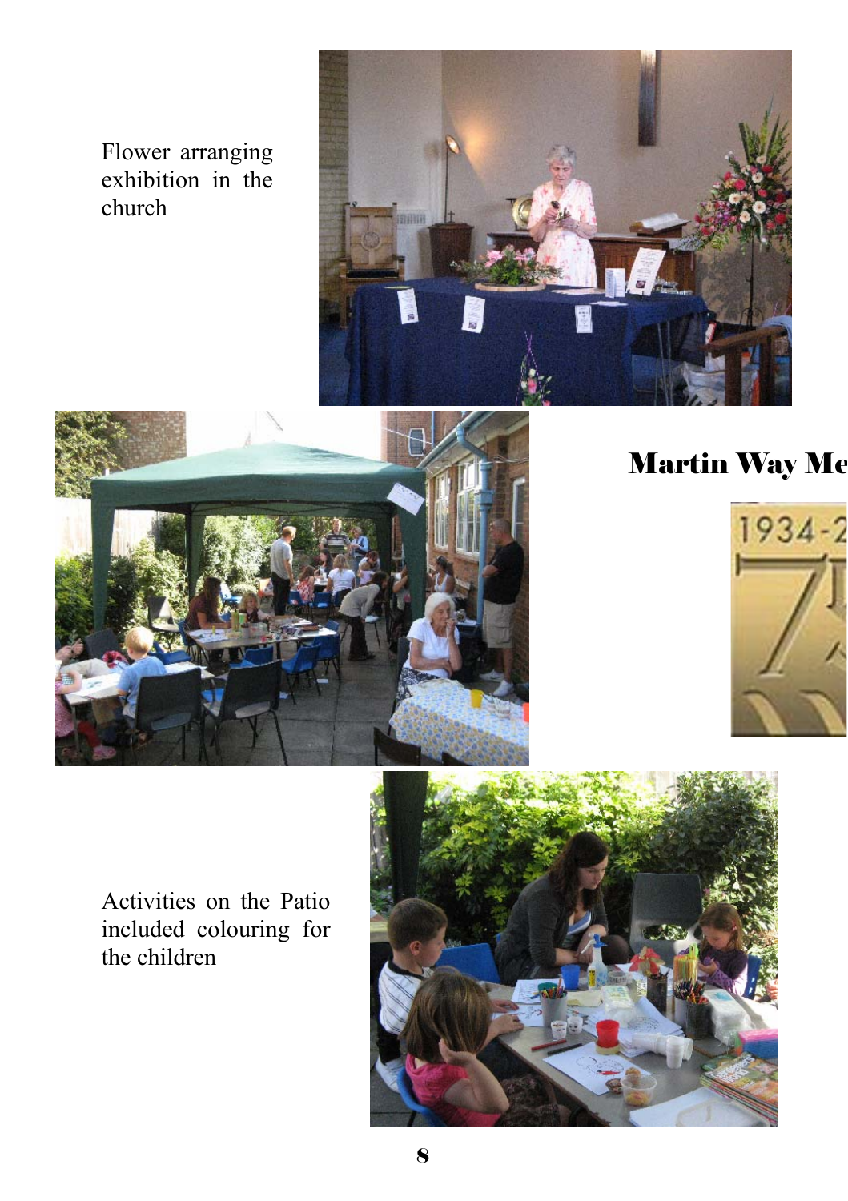Flower arranging exhibition in the church

**Martin Way Me**

1934-2

Activities on the Patio included colouring for the children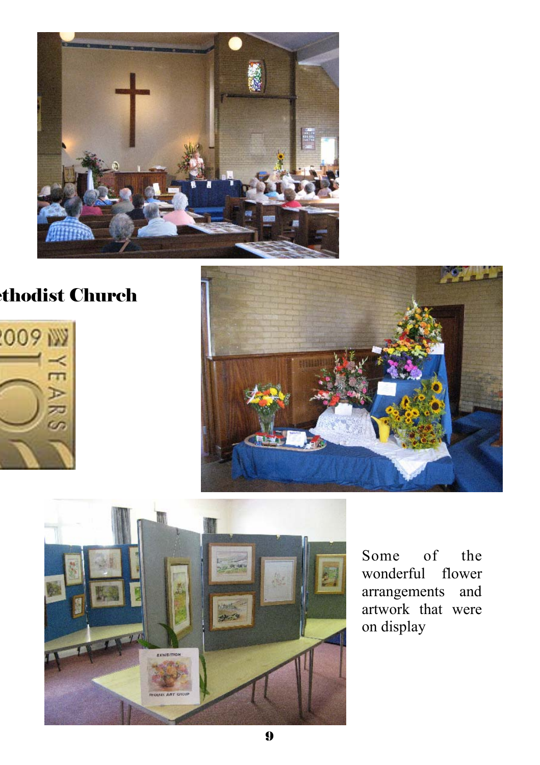ethodist Church

Some of the wonderful flower arrangements and artwork that were on display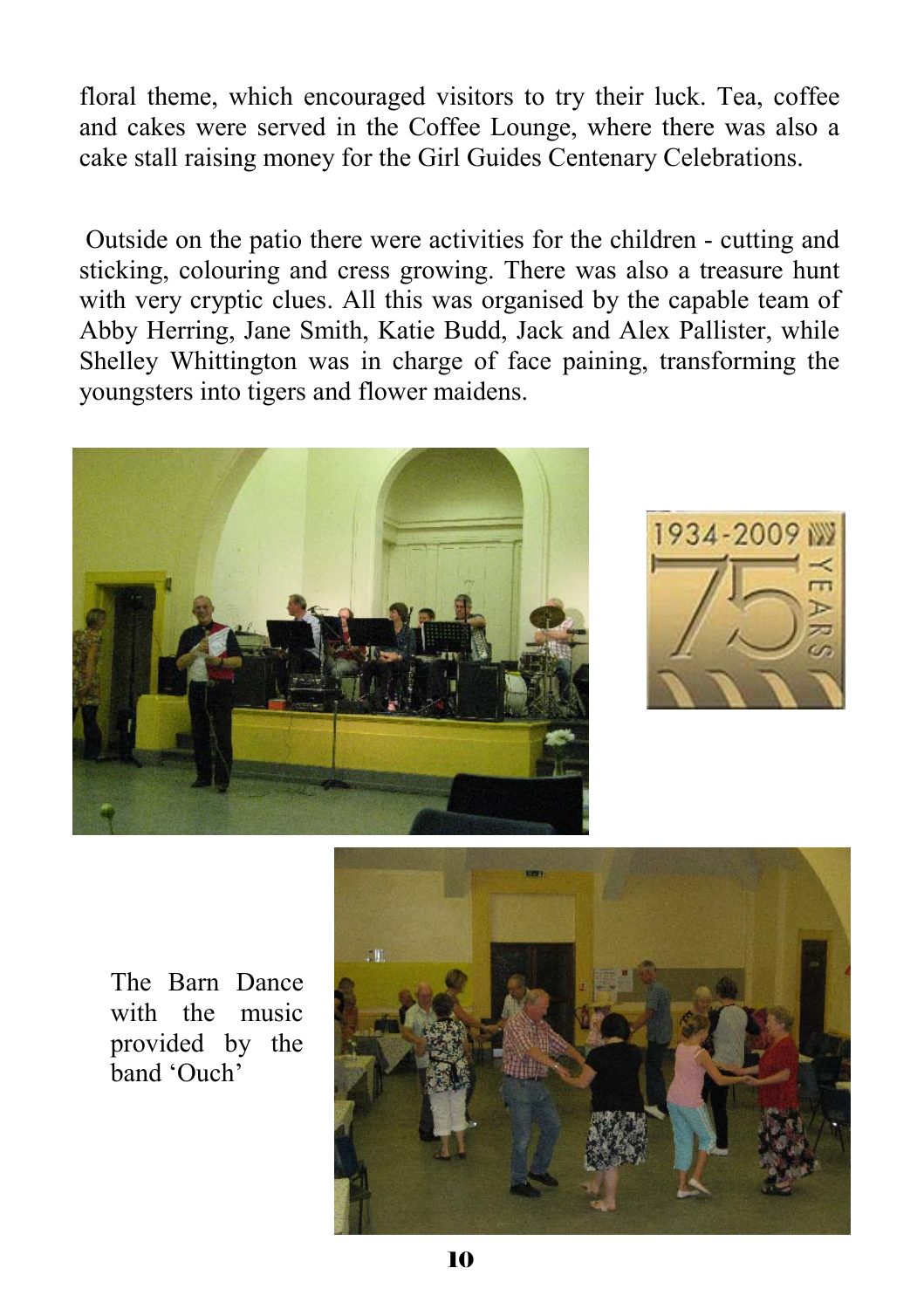floral theme, which encouraged visitors to try their luck. Tea, coffee and cakes were served in the Coffee Lounge, where there was also a cake stall raising money for the Girl Guides Centenary Celebrations.

Outside on the patio there were activities for the children - cutting and sticking, colouring and cress growing. There was also a treasure hunt with very cryptic clues. All this was organised by the capable team of Abby Herring, Jane Smith, Katie Budd, Jack and Alex Pallister, while Shelley Whittington was in charge of face paining, transforming the youngsters into tigers and flower maidens.

The Barn Dance with the music provided by the band 'Ouch'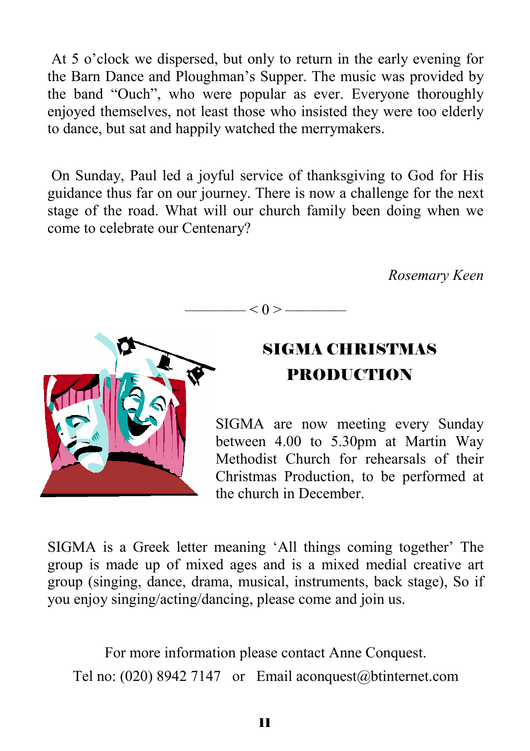At 5 o'clock we dispersed, but only to return in the early evening for the Barn Dance and Ploughman's Supper. The music was provided by the band "Ouch", who were popular as ever. Everyone thoroughly enjoyed themselves, not least those who insisted they were too elderly to dance, but sat and happily watched the merrymakers.

On Sunday, Paul led a joyful service of thanksgiving to God for His guidance thus far on our journey. There is now a challenge for the next stage of the road. What will our church family been doing when we come to celebrate our Centenary?

*Rosemary Keen*

———— < 0 > ————

## SIGMA CHRISTMAS PRODUCTION

SIGMA are now meeting every Sunday between 4.00 to 5.30pm at Martin Way Methodist Church for rehearsals of their Christmas Production, to be performed at the church in December.

SIGMA is a Greek letter meaning 'All things coming together' The group is made up of mixed ages and is a mixed medial creative art group (singing, dance, drama, musical, instruments, back stage), So if you enjoy singing/acting/dancing, please come and join us.

For more information please contact Anne Conquest.

Tel no: (020) 8942 7147 or Email aconquest@btinternet.com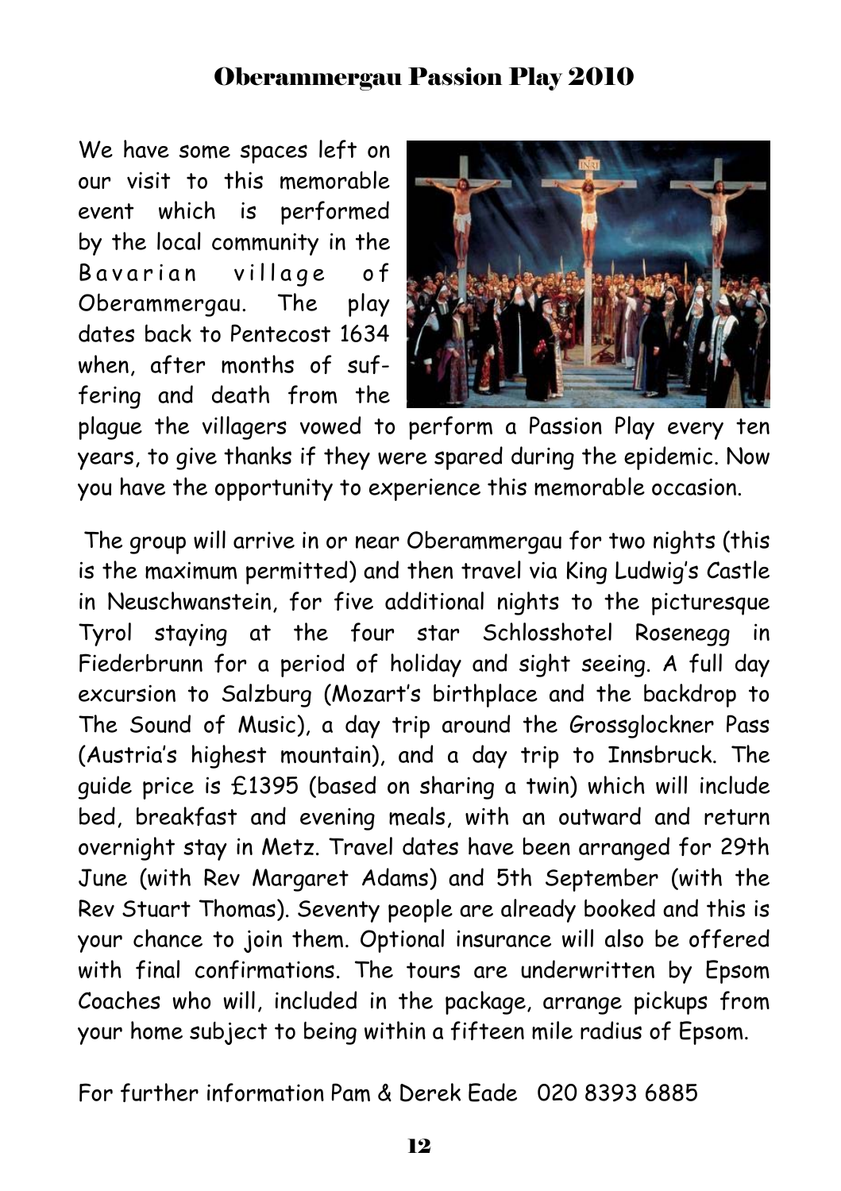## Oberammergau Passion Play 2010

We have some spaces left on our visit to this memorable event which is performed by the local community in the Bavarian village of Oberammergau. The play dates back to Pentecost 1634 when, after months of suffering and death from the plague the villagers vowed to perform a Passion Play every ten years, to give thanks if they were spared during the epidemic. Now you have the opportunity to experience this memorable occasion.

The group will arrive in or near Oberammergau for two nights (this is the maximum permitted) and then travel via King Ludwig's Castle in Neuschwanstein, for five additional nights to the picturesque Tyrol staying at the four star Schlosshotel Rosenegg in Fiederbrunn for a period of holiday and sight seeing. A full day excursion to Salzburg (Mozart's birthplace and the backdrop to The Sound of Music), a day trip around the Grossglockner Pass (Austria's highest mountain), and a day trip to Innsbruck. The guide price is £1395 (based on sharing a twin) which will include bed, breakfast and evening meals, with an outward and return overnight stay in Metz. Travel dates have been arranged for 29th June (with Rev Margaret Adams) and 5th September (with the Rev Stuart Thomas). Seventy people are already booked and this is your chance to join them. Optional insurance will also be offered with final confirmations. The tours are underwritten by Epsom Coaches who will, included in the package, arrange pickups from your home subject to being within a fifteen mile radius of Epsom.

For further information Pam & Derek Eade 020 8393 6885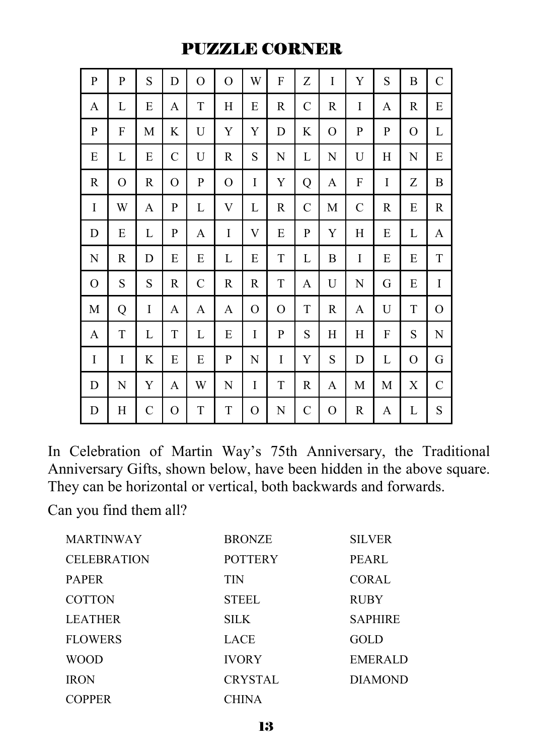# PUZZLE CORNER

| | | | | | | | | | | | | | |
|---|---|---|---|---|---|---|---|---|---|---|---|---|---|
| P | P | S | D | O | O | W | F | Z | I | Y | S | B | C |
| A | L | E | A | T | H | E | R | C | R | I | A | R | E |
| P | F | M | K | U | Y | Y | D | K | O | P | P | O | L |
| E | L | E | C | U | R | S | N | L | N | U | H | N | E |
| R | O | R | O | P | O | I | Y | Q | A | F | I | Z | B |
| I | W | A | P | L | V | L | R | C | M | C | R | E | R |
| D | E | L | P | A | I | V | E | P | Y | H | E | L | A |
| N | R | D | E | E | L | E | T | L | B | I | E | E | T |
| O | S | S | R | C | R | R | T | A | U | N | G | E | I |
| M | Q | I | A | A | A | O | O | T | R | A | U | T | O |
| A | T | L | T | L | E | I | P | S | H | H | F | S | N |
| I | I | K | E | E | P | N | I | Y | S | D | L | O | G |
| D | N | Y | A | W | N | I | T | R | A | M | M | X | C |
| D | H | C | O | T | T | O | N | C | O | R | A | L | S |

In Celebration of Martin Way's 75th Anniversary, the Traditional Anniversary Gifts, shown below, have been hidden in the above square. They can be horizontal or vertical, both backwards and forwards.

Can you find them all?

| | | |
|---|---|---|
| MARTINWAY | BRONZE | SILVER |
| CELEBRATION | POTTERY | PEARL |
| PAPER | TIN | CORAL |
| COTTON | STEEL | RUBY |
| LEATHER | SILK | SAPHIRE |
| FLOWERS | LACE | GOLD |
| WOOD | IVORY | EMERALD |
| IRON | CRYSTAL | DIAMOND |
| COPPER | CHINA | |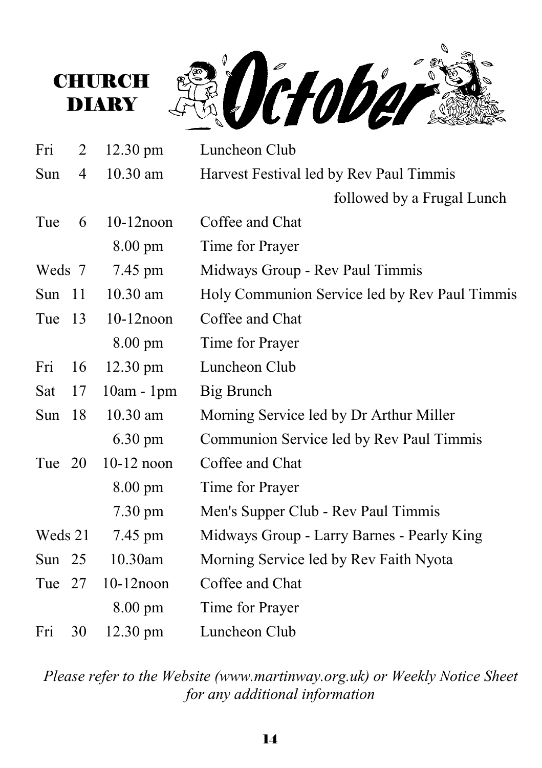# CHURCH DIARY

## October

| | | | |
|---|---|---|---|
| Fri | 2 | 12.30 pm | Luncheon Club |
| Sun | 4 | 10.30 am | Harvest Festival led by Rev Paul Timmis followed by a Frugal Lunch |
| Tue | 6 | 10-12noon | Coffee and Chat |
| | | 8.00 pm | Time for Prayer |
| Weds | 7 | 7.45 pm | Midways Group - Rev Paul Timmis |
| Sun | 11 | 10.30 am | Holy Communion Service led by Rev Paul Timmis |
| Tue | 13 | 10-12noon | Coffee and Chat |
| | | 8.00 pm | Time for Prayer |
| Fri | 16 | 12.30 pm | Luncheon Club |
| Sat | 17 | 10am - 1pm | Big Brunch |
| Sun | 18 | 10.30 am | Morning Service led by Dr Arthur Miller |
| | | 6.30 pm | Communion Service led by Rev Paul Timmis |
| Tue | 20 | 10-12 noon | Coffee and Chat |
| | | 8.00 pm | Time for Prayer |
| | | 7.30 pm | Men's Supper Club - Rev Paul Timmis |
| Weds | 21 | 7.45 pm | Midways Group - Larry Barnes - Pearly King |
| Sun | 25 | 10.30am | Morning Service led by Rev Faith Nyota |
| Tue | 27 | 10-12noon | Coffee and Chat |
| | | 8.00 pm | Time for Prayer |
| Fri | 30 | 12.30 pm | Luncheon Club |

*Please refer to the Website (www.martinway.org.uk) or Weekly Notice Sheet for any additional information*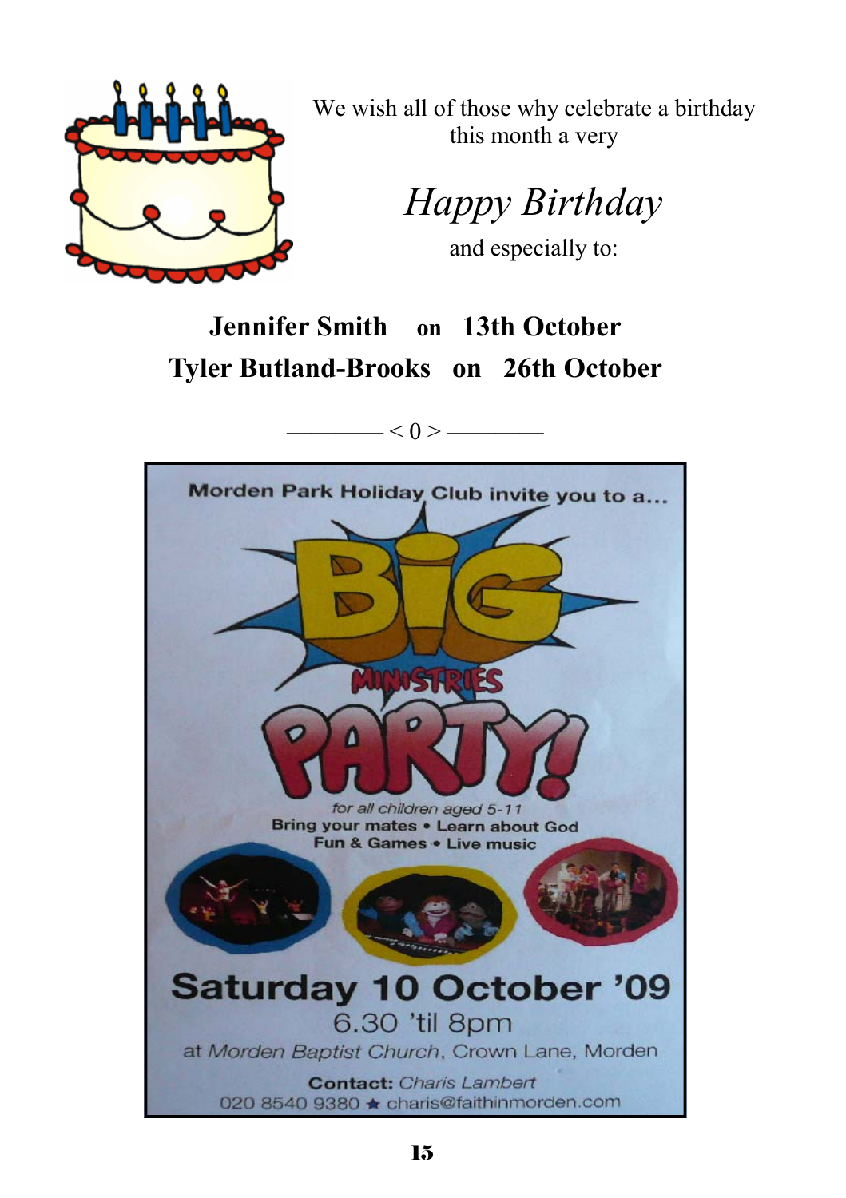We wish all of those why celebrate a birthday this month a very

*Happy Birthday*

and especially to:

**Jennifer Smith on 13th October**
**Tyler Butland-Brooks on 26th October**

———— < 0 > ————

Morden Park Holiday Club invite you to a...

**BIG MINISTRIES PARTY!**

*for all children aged 5-11*
**Bring your mates • Learn about God**
**Fun & Games • Live music**

**Saturday 10 October '09**
6.30 'til 8pm
at *Morden Baptist Church*, Crown Lane, Morden

**Contact:** *Charis Lambert*
020 8540 9380 ★ charis@faithinmorden.com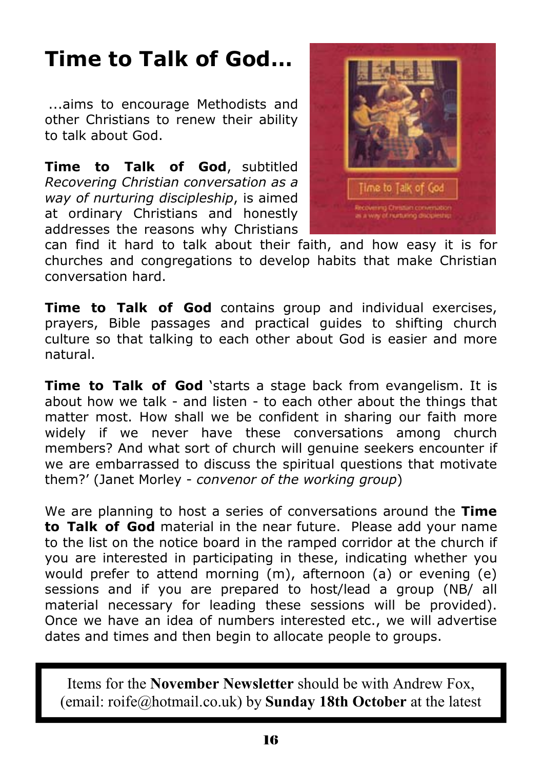# Time to Talk of God…

...aims to encourage Methodists and other Christians to renew their ability to talk about God.

**Time to Talk of God**, subtitled *Recovering Christian conversation as a way of nurturing discipleship*, is aimed at ordinary Christians and honestly addresses the reasons why Christians can find it hard to talk about their faith, and how easy it is for churches and congregations to develop habits that make Christian conversation hard.

**Time to Talk of God** contains group and individual exercises, prayers, Bible passages and practical guides to shifting church culture so that talking to each other about God is easier and more natural.

**Time to Talk of God** 'starts a stage back from evangelism. It is about how we talk - and listen - to each other about the things that matter most. How shall we be confident in sharing our faith more widely if we never have these conversations among church members? And what sort of church will genuine seekers encounter if we are embarrassed to discuss the spiritual questions that motivate them?' (Janet Morley - *convenor of the working group*)

We are planning to host a series of conversations around the **Time to Talk of God** material in the near future. Please add your name to the list on the notice board in the ramped corridor at the church if you are interested in participating in these, indicating whether you would prefer to attend morning (m), afternoon (a) or evening (e) sessions and if you are prepared to host/lead a group (NB/ all material necessary for leading these sessions will be provided). Once we have an idea of numbers interested etc., we will advertise dates and times and then begin to allocate people to groups.

Items for the **November Newsletter** should be with Andrew Fox, (email: roife@hotmail.co.uk) by **Sunday 18th October** at the latest